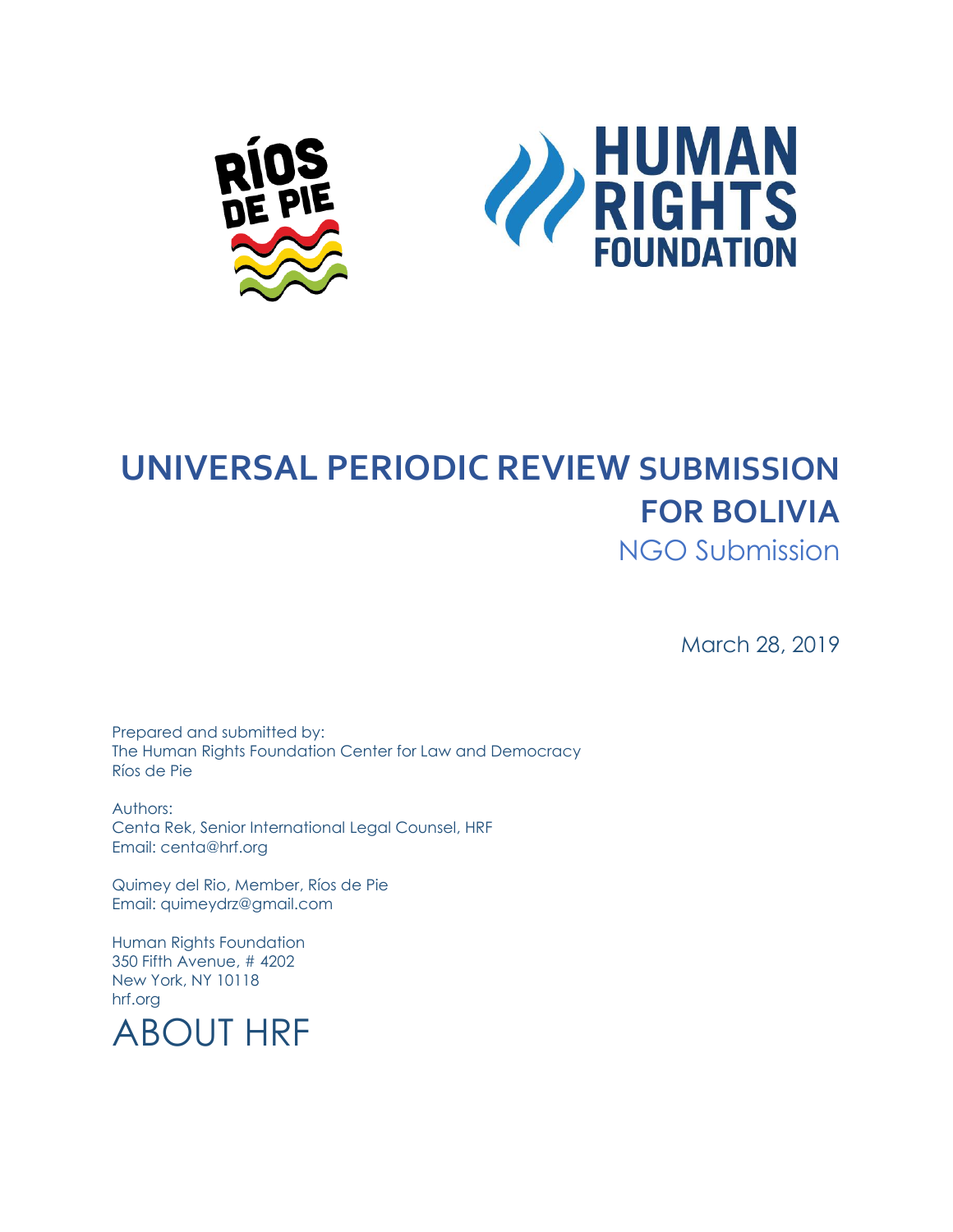RÍOS DE PIE

HUMAN RIGHTS FOUNDATION

# UNIVERSAL PERIODIC REVIEW SUBMISSION FOR BOLIVIA

NGO Submission

March 28, 2019

Prepared and submitted by:
The Human Rights Foundation Center for Law and Democracy
Ríos de Pie

Authors:
Centa Rek, Senior International Legal Counsel, HRF
Email: centa@hrf.org

Quimey del Rio, Member, Ríos de Pie
Email: quimeydrz@gmail.com

Human Rights Foundation
350 Fifth Avenue, # 4202
New York, NY 10118
hrf.org

# ABOUT HRF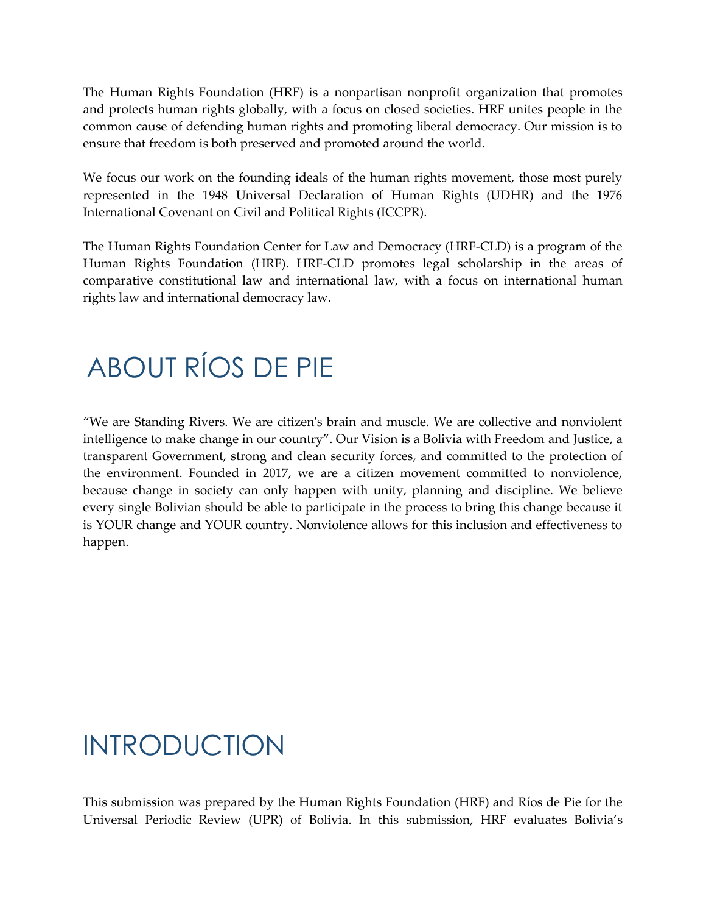The Human Rights Foundation (HRF) is a nonpartisan nonprofit organization that promotes and protects human rights globally, with a focus on closed societies. HRF unites people in the common cause of defending human rights and promoting liberal democracy. Our mission is to ensure that freedom is both preserved and promoted around the world.

We focus our work on the founding ideals of the human rights movement, those most purely represented in the 1948 Universal Declaration of Human Rights (UDHR) and the 1976 International Covenant on Civil and Political Rights (ICCPR).

The Human Rights Foundation Center for Law and Democracy (HRF-CLD) is a program of the Human Rights Foundation (HRF). HRF-CLD promotes legal scholarship in the areas of comparative constitutional law and international law, with a focus on international human rights law and international democracy law.

# ABOUT RÍOS DE PIE

"We are Standing Rivers. We are citizen's brain and muscle. We are collective and nonviolent intelligence to make change in our country". Our Vision is a Bolivia with Freedom and Justice, a transparent Government, strong and clean security forces, and committed to the protection of the environment. Founded in 2017, we are a citizen movement committed to nonviolence, because change in society can only happen with unity, planning and discipline. We believe every single Bolivian should be able to participate in the process to bring this change because it is YOUR change and YOUR country. Nonviolence allows for this inclusion and effectiveness to happen.

# INTRODUCTION

This submission was prepared by the Human Rights Foundation (HRF) and Ríos de Pie for the Universal Periodic Review (UPR) of Bolivia. In this submission, HRF evaluates Bolivia's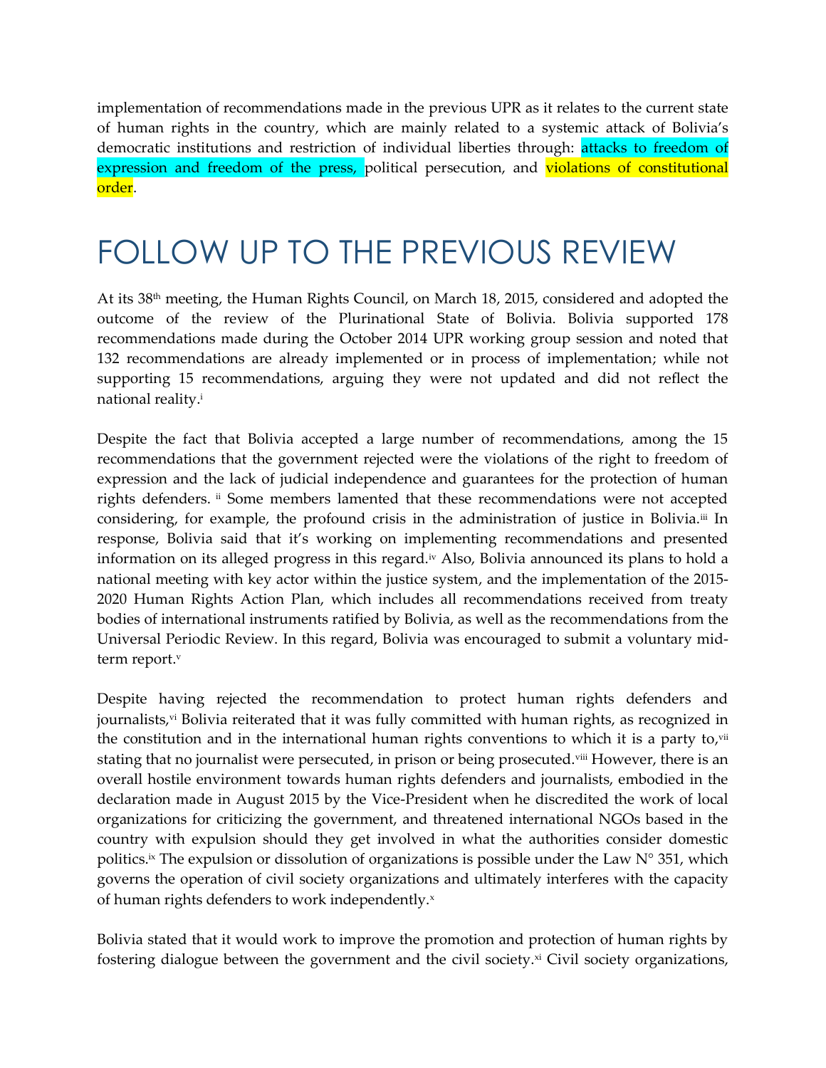implementation of recommendations made in the previous UPR as it relates to the current state of human rights in the country, which are mainly related to a systemic attack of Bolivia's democratic institutions and restriction of individual liberties through: attacks to freedom of expression and freedom of the press, political persecution, and violations of constitutional order.

# FOLLOW UP TO THE PREVIOUS REVIEW

At its 38th meeting, the Human Rights Council, on March 18, 2015, considered and adopted the outcome of the review of the Plurinational State of Bolivia. Bolivia supported 178 recommendations made during the October 2014 UPR working group session and noted that 132 recommendations are already implemented or in process of implementation; while not supporting 15 recommendations, arguing they were not updated and did not reflect the national reality.[i]

Despite the fact that Bolivia accepted a large number of recommendations, among the 15 recommendations that the government rejected were the violations of the right to freedom of expression and the lack of judicial independence and guarantees for the protection of human rights defenders. [ii] Some members lamented that these recommendations were not accepted considering, for example, the profound crisis in the administration of justice in Bolivia.[iii] In response, Bolivia said that it's working on implementing recommendations and presented information on its alleged progress in this regard.[iv] Also, Bolivia announced its plans to hold a national meeting with key actor within the justice system, and the implementation of the 2015-2020 Human Rights Action Plan, which includes all recommendations received from treaty bodies of international instruments ratified by Bolivia, as well as the recommendations from the Universal Periodic Review. In this regard, Bolivia was encouraged to submit a voluntary mid-term report.[v]

Despite having rejected the recommendation to protect human rights defenders and journalists,[vi] Bolivia reiterated that it was fully committed with human rights, as recognized in the constitution and in the international human rights conventions to which it is a party to,[vii] stating that no journalist were persecuted, in prison or being prosecuted.[viii] However, there is an overall hostile environment towards human rights defenders and journalists, embodied in the declaration made in August 2015 by the Vice-President when he discredited the work of local organizations for criticizing the government, and threatened international NGOs based in the country with expulsion should they get involved in what the authorities consider domestic politics.[ix] The expulsion or dissolution of organizations is possible under the Law N° 351, which governs the operation of civil society organizations and ultimately interferes with the capacity of human rights defenders to work independently.[x]

Bolivia stated that it would work to improve the promotion and protection of human rights by fostering dialogue between the government and the civil society.[xi] Civil society organizations,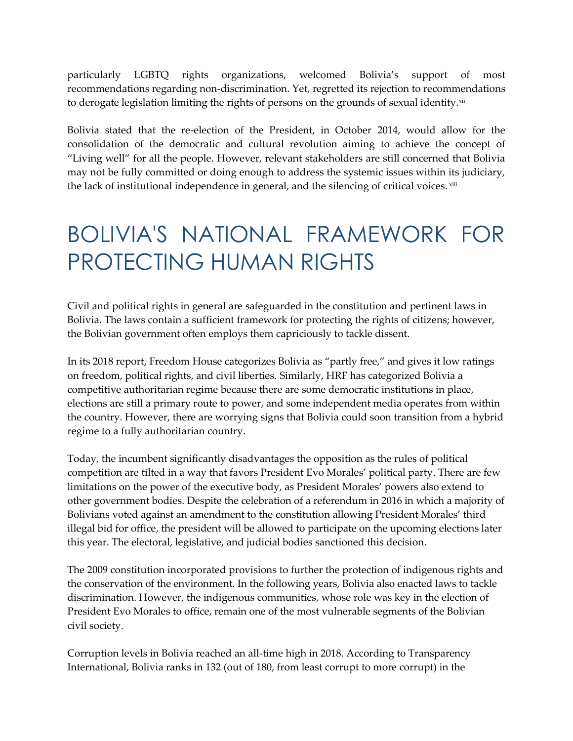particularly LGBTQ rights organizations, welcomed Bolivia's support of most recommendations regarding non-discrimination. Yet, regretted its rejection to recommendations to derogate legislation limiting the rights of persons on the grounds of sexual identity.[xii]

Bolivia stated that the re-election of the President, in October 2014, would allow for the consolidation of the democratic and cultural revolution aiming to achieve the concept of "Living well" for all the people. However, relevant stakeholders are still concerned that Bolivia may not be fully committed or doing enough to address the systemic issues within its judiciary, the lack of institutional independence in general, and the silencing of critical voices.[xiii]

# BOLIVIA'S NATIONAL FRAMEWORK FOR PROTECTING HUMAN RIGHTS

Civil and political rights in general are safeguarded in the constitution and pertinent laws in Bolivia. The laws contain a sufficient framework for protecting the rights of citizens; however, the Bolivian government often employs them capriciously to tackle dissent.

In its 2018 report, Freedom House categorizes Bolivia as "partly free," and gives it low ratings on freedom, political rights, and civil liberties. Similarly, HRF has categorized Bolivia a competitive authoritarian regime because there are some democratic institutions in place, elections are still a primary route to power, and some independent media operates from within the country. However, there are worrying signs that Bolivia could soon transition from a hybrid regime to a fully authoritarian country.

Today, the incumbent significantly disadvantages the opposition as the rules of political competition are tilted in a way that favors President Evo Morales' political party. There are few limitations on the power of the executive body, as President Morales' powers also extend to other government bodies. Despite the celebration of a referendum in 2016 in which a majority of Bolivians voted against an amendment to the constitution allowing President Morales' third illegal bid for office, the president will be allowed to participate on the upcoming elections later this year. The electoral, legislative, and judicial bodies sanctioned this decision.

The 2009 constitution incorporated provisions to further the protection of indigenous rights and the conservation of the environment. In the following years, Bolivia also enacted laws to tackle discrimination. However, the indigenous communities, whose role was key in the election of President Evo Morales to office, remain one of the most vulnerable segments of the Bolivian civil society.

Corruption levels in Bolivia reached an all-time high in 2018. According to Transparency International, Bolivia ranks in 132 (out of 180, from least corrupt to more corrupt) in the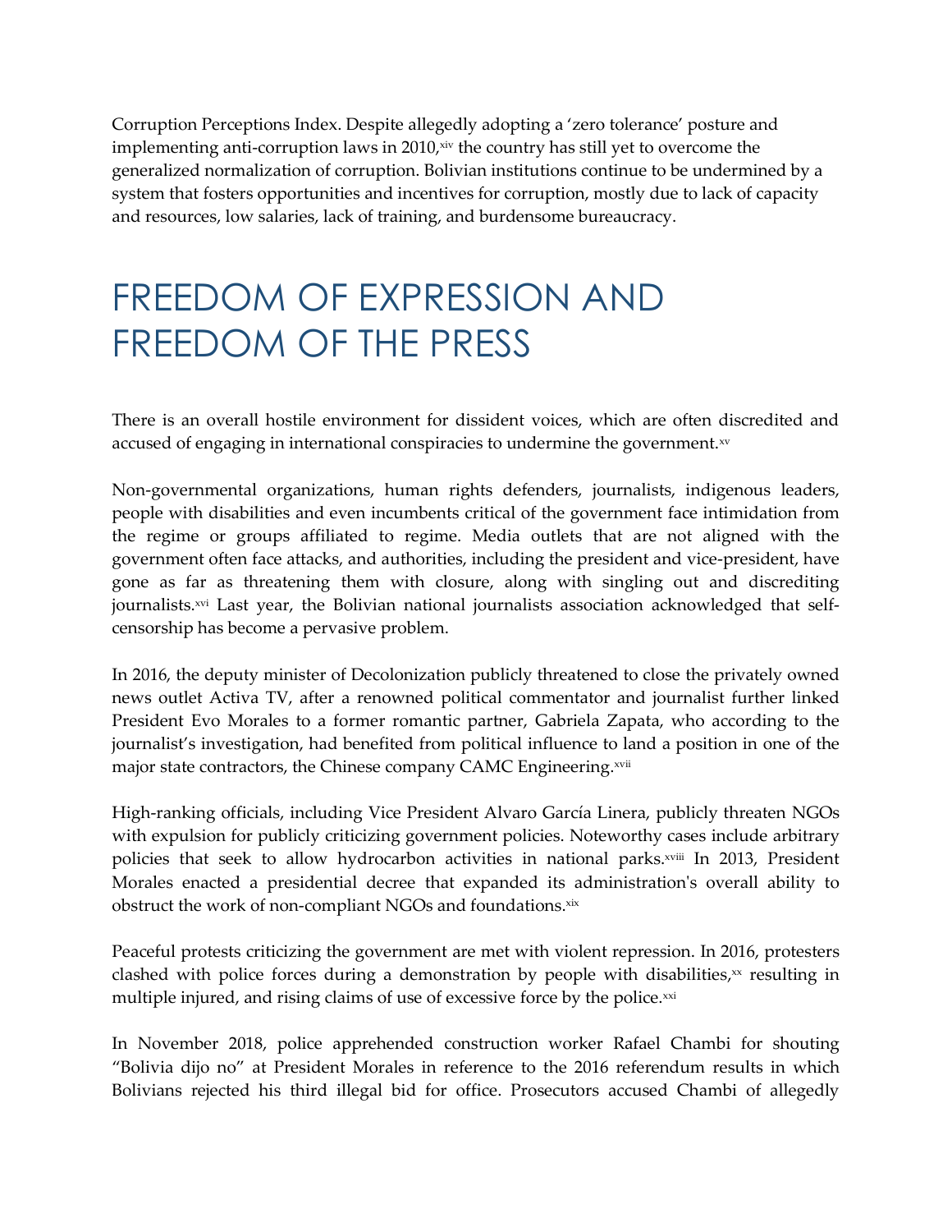Corruption Perceptions Index. Despite allegedly adopting a 'zero tolerance' posture and implementing anti-corruption laws in 2010,[xiv] the country has still yet to overcome the generalized normalization of corruption. Bolivian institutions continue to be undermined by a system that fosters opportunities and incentives for corruption, mostly due to lack of capacity and resources, low salaries, lack of training, and burdensome bureaucracy.

# FREEDOM OF EXPRESSION AND FREEDOM OF THE PRESS

There is an overall hostile environment for dissident voices, which are often discredited and accused of engaging in international conspiracies to undermine the government.[xv]

Non-governmental organizations, human rights defenders, journalists, indigenous leaders, people with disabilities and even incumbents critical of the government face intimidation from the regime or groups affiliated to regime. Media outlets that are not aligned with the government often face attacks, and authorities, including the president and vice-president, have gone as far as threatening them with closure, along with singling out and discrediting journalists.[xvi] Last year, the Bolivian national journalists association acknowledged that self-censorship has become a pervasive problem.

In 2016, the deputy minister of Decolonization publicly threatened to close the privately owned news outlet Activa TV, after a renowned political commentator and journalist further linked President Evo Morales to a former romantic partner, Gabriela Zapata, who according to the journalist's investigation, had benefited from political influence to land a position in one of the major state contractors, the Chinese company CAMC Engineering.[xvii]

High-ranking officials, including Vice President Alvaro García Linera, publicly threaten NGOs with expulsion for publicly criticizing government policies. Noteworthy cases include arbitrary policies that seek to allow hydrocarbon activities in national parks.[xviii] In 2013, President Morales enacted a presidential decree that expanded its administration's overall ability to obstruct the work of non-compliant NGOs and foundations.[xix]

Peaceful protests criticizing the government are met with violent repression. In 2016, protesters clashed with police forces during a demonstration by people with disabilities,[xx] resulting in multiple injured, and rising claims of use of excessive force by the police.[xxi]

In November 2018, police apprehended construction worker Rafael Chambi for shouting "Bolivia dijo no" at President Morales in reference to the 2016 referendum results in which Bolivians rejected his third illegal bid for office. Prosecutors accused Chambi of allegedly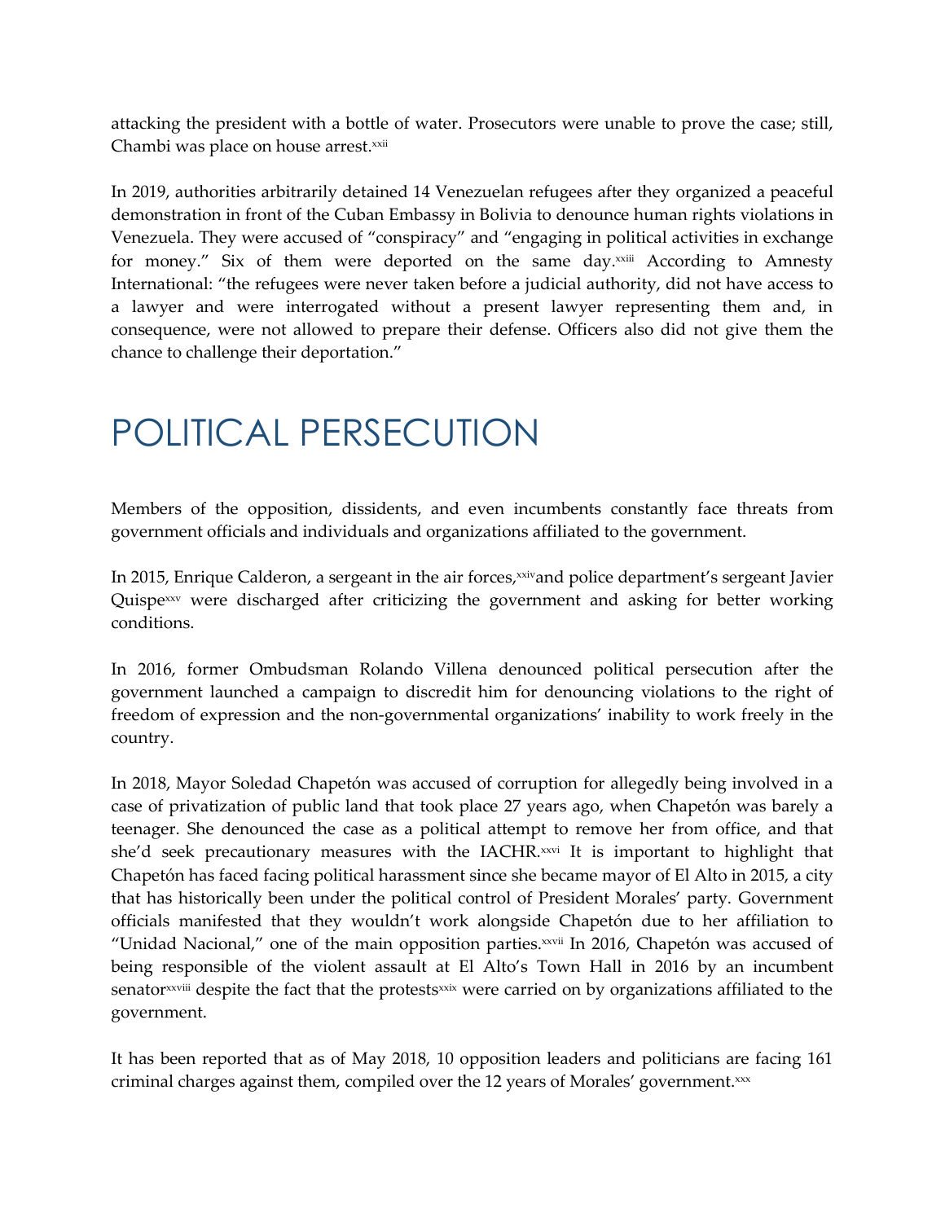attacking the president with a bottle of water. Prosecutors were unable to prove the case; still, Chambi was place on house arrest.[xxii]

In 2019, authorities arbitrarily detained 14 Venezuelan refugees after they organized a peaceful demonstration in front of the Cuban Embassy in Bolivia to denounce human rights violations in Venezuela. They were accused of "conspiracy" and "engaging in political activities in exchange for money." Six of them were deported on the same day.[xxiii] According to Amnesty International: "the refugees were never taken before a judicial authority, did not have access to a lawyer and were interrogated without a present lawyer representing them and, in consequence, were not allowed to prepare their defense. Officers also did not give them the chance to challenge their deportation."

# POLITICAL PERSECUTION

Members of the opposition, dissidents, and even incumbents constantly face threats from government officials and individuals and organizations affiliated to the government.

In 2015, Enrique Calderon, a sergeant in the air forces,[xxiv]and police department's sergeant Javier Quispe[xxv] were discharged after criticizing the government and asking for better working conditions.

In 2016, former Ombudsman Rolando Villena denounced political persecution after the government launched a campaign to discredit him for denouncing violations to the right of freedom of expression and the non-governmental organizations' inability to work freely in the country.

In 2018, Mayor Soledad Chapetón was accused of corruption for allegedly being involved in a case of privatization of public land that took place 27 years ago, when Chapetón was barely a teenager. She denounced the case as a political attempt to remove her from office, and that she'd seek precautionary measures with the IACHR.[xxvi] It is important to highlight that Chapetón has faced facing political harassment since she became mayor of El Alto in 2015, a city that has historically been under the political control of President Morales' party. Government officials manifested that they wouldn't work alongside Chapetón due to her affiliation to "Unidad Nacional," one of the main opposition parties.[xxvii] In 2016, Chapetón was accused of being responsible of the violent assault at El Alto's Town Hall in 2016 by an incumbent senator[xxviii] despite the fact that the protests[xxix] were carried on by organizations affiliated to the government.

It has been reported that as of May 2018, 10 opposition leaders and politicians are facing 161 criminal charges against them, compiled over the 12 years of Morales' government.[xxx]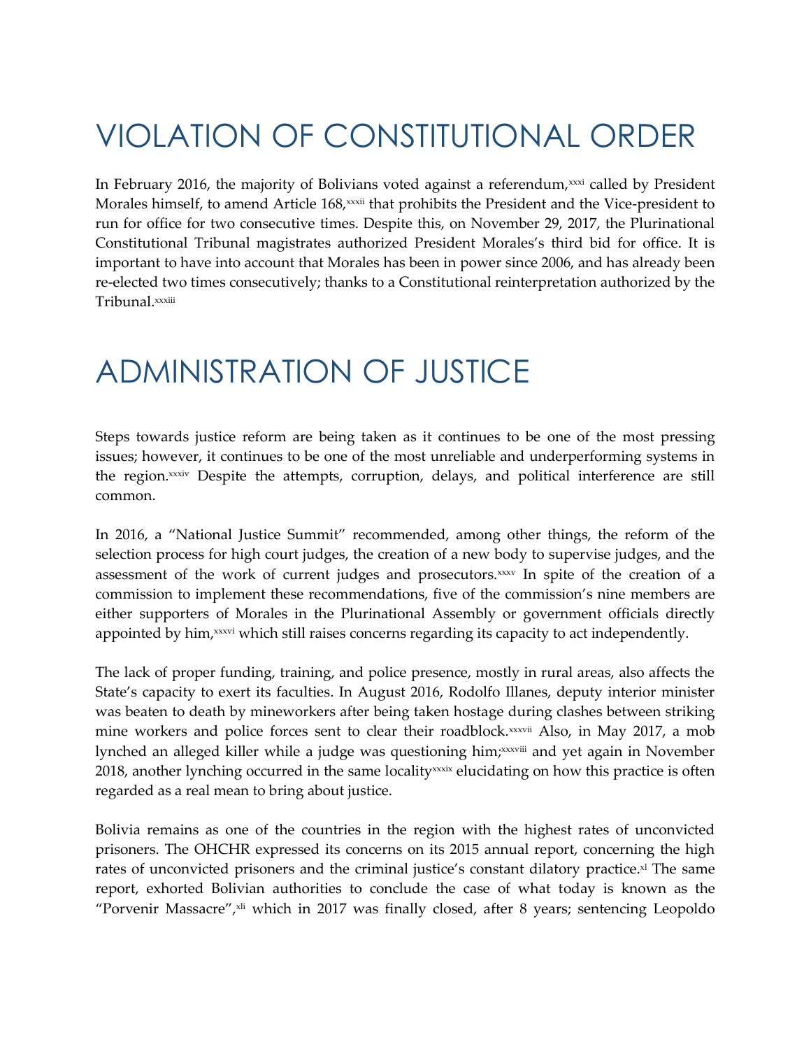# VIOLATION OF CONSTITUTIONAL ORDER

In February 2016, the majority of Bolivians voted against a referendum,[xxxi] called by President Morales himself, to amend Article 168,[xxxii] that prohibits the President and the Vice-president to run for office for two consecutive times. Despite this, on November 29, 2017, the Plurinational Constitutional Tribunal magistrates authorized President Morales's third bid for office. It is important to have into account that Morales has been in power since 2006, and has already been re-elected two times consecutively; thanks to a Constitutional reinterpretation authorized by the Tribunal.[xxxiii]

# ADMINISTRATION OF JUSTICE

Steps towards justice reform are being taken as it continues to be one of the most pressing issues; however, it continues to be one of the most unreliable and underperforming systems in the region.[xxxiv] Despite the attempts, corruption, delays, and political interference are still common.

In 2016, a "National Justice Summit" recommended, among other things, the reform of the selection process for high court judges, the creation of a new body to supervise judges, and the assessment of the work of current judges and prosecutors.[xxxv] In spite of the creation of a commission to implement these recommendations, five of the commission's nine members are either supporters of Morales in the Plurinational Assembly or government officials directly appointed by him,[xxxvi] which still raises concerns regarding its capacity to act independently.

The lack of proper funding, training, and police presence, mostly in rural areas, also affects the State's capacity to exert its faculties. In August 2016, Rodolfo Illanes, deputy interior minister was beaten to death by mineworkers after being taken hostage during clashes between striking mine workers and police forces sent to clear their roadblock.[xxxvii] Also, in May 2017, a mob lynched an alleged killer while a judge was questioning him;[xxxviii] and yet again in November 2018, another lynching occurred in the same locality[xxxix] elucidating on how this practice is often regarded as a real mean to bring about justice.

Bolivia remains as one of the countries in the region with the highest rates of unconvicted prisoners. The OHCHR expressed its concerns on its 2015 annual report, concerning the high rates of unconvicted prisoners and the criminal justice's constant dilatory practice.[xl] The same report, exhorted Bolivian authorities to conclude the case of what today is known as the "Porvenir Massacre",[xli] which in 2017 was finally closed, after 8 years; sentencing Leopoldo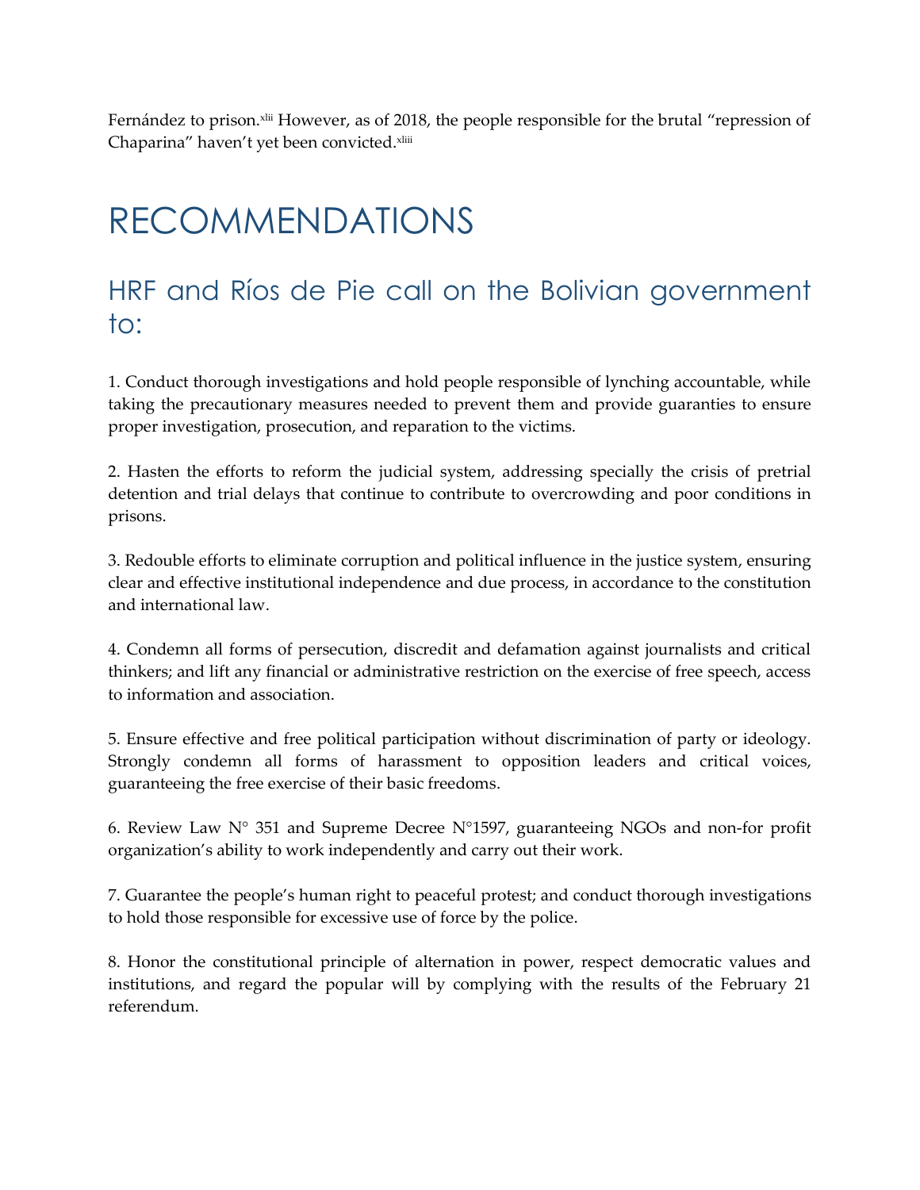Fernández to prison.[xlii] However, as of 2018, the people responsible for the brutal "repression of Chaparina" haven't yet been convicted.[xliii]

# RECOMMENDATIONS

## HRF and Ríos de Pie call on the Bolivian government to:

1. Conduct thorough investigations and hold people responsible of lynching accountable, while taking the precautionary measures needed to prevent them and provide guaranties to ensure proper investigation, prosecution, and reparation to the victims.

2. Hasten the efforts to reform the judicial system, addressing specially the crisis of pretrial detention and trial delays that continue to contribute to overcrowding and poor conditions in prisons.

3. Redouble efforts to eliminate corruption and political influence in the justice system, ensuring clear and effective institutional independence and due process, in accordance to the constitution and international law.

4. Condemn all forms of persecution, discredit and defamation against journalists and critical thinkers; and lift any financial or administrative restriction on the exercise of free speech, access to information and association.

5. Ensure effective and free political participation without discrimination of party or ideology. Strongly condemn all forms of harassment to opposition leaders and critical voices, guaranteeing the free exercise of their basic freedoms.

6. Review Law N° 351 and Supreme Decree N°1597, guaranteeing NGOs and non-for profit organization's ability to work independently and carry out their work.

7. Guarantee the people's human right to peaceful protest; and conduct thorough investigations to hold those responsible for excessive use of force by the police.

8. Honor the constitutional principle of alternation in power, respect democratic values and institutions, and regard the popular will by complying with the results of the February 21 referendum.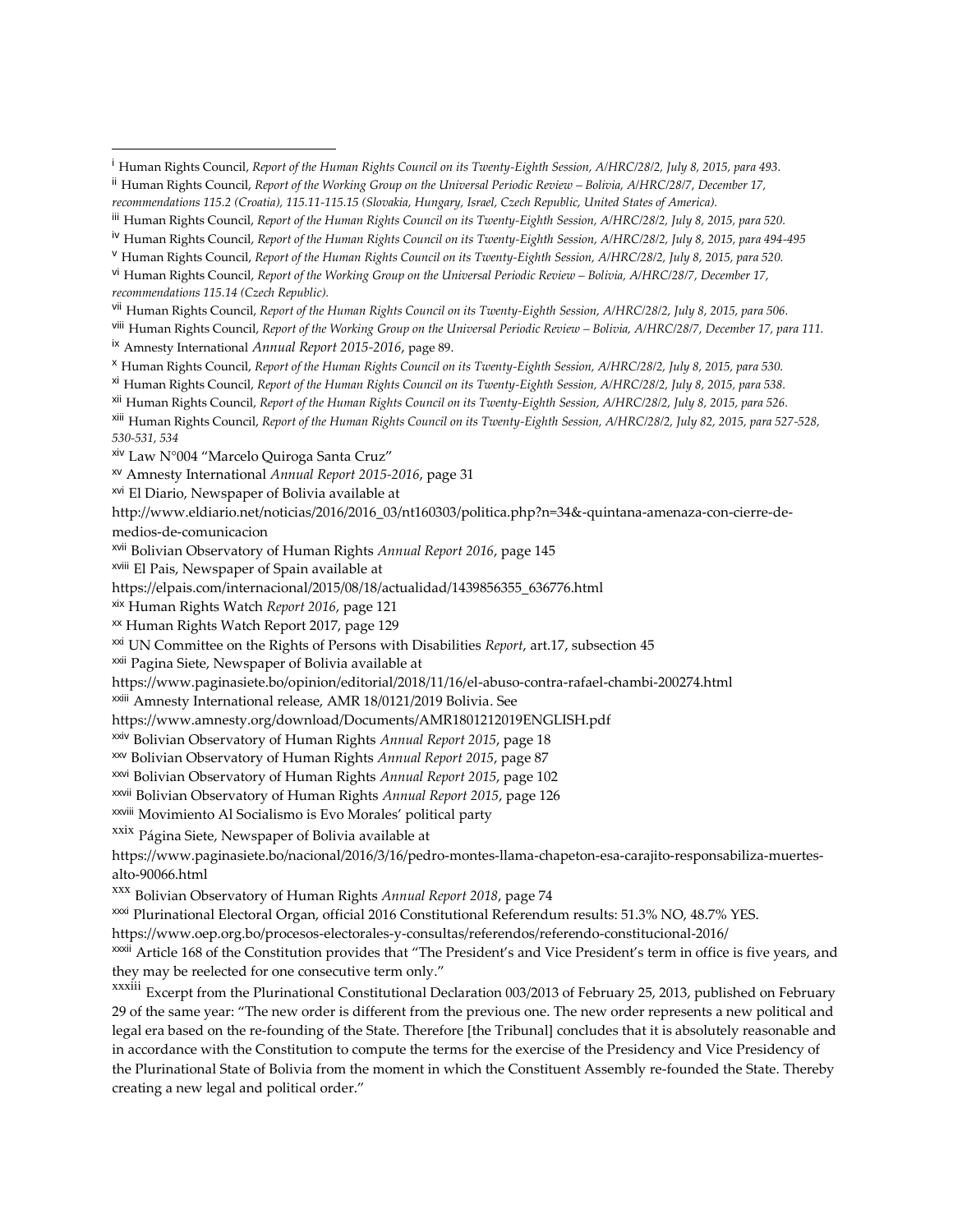[i] Human Rights Council, *Report of the Human Rights Council on its Twenty-Eighth Session, A/HRC/28/2, July 8, 2015, para 493.*

[ii] Human Rights Council, *Report of the Working Group on the Universal Periodic Review – Bolivia, A/HRC/28/7, December 17, recommendations 115.2 (Croatia), 115.11-115.15 (Slovakia, Hungary, Israel, Czech Republic, United States of America).*

[iii] Human Rights Council, *Report of the Human Rights Council on its Twenty-Eighth Session, A/HRC/28/2, July 8, 2015, para 520.*

[iv] Human Rights Council, *Report of the Human Rights Council on its Twenty-Eighth Session, A/HRC/28/2, July 8, 2015, para 494-495*

[v] Human Rights Council, *Report of the Human Rights Council on its Twenty-Eighth Session, A/HRC/28/2, July 8, 2015, para 520.*

[vi] Human Rights Council, *Report of the Working Group on the Universal Periodic Review – Bolivia, A/HRC/28/7, December 17, recommendations 115.14 (Czech Republic).*

[vii] Human Rights Council, *Report of the Human Rights Council on its Twenty-Eighth Session, A/HRC/28/2, July 8, 2015, para 506.*

[viii] Human Rights Council, *Report of the Working Group on the Universal Periodic Review – Bolivia, A/HRC/28/7, December 17, para 111.*

[ix] Amnesty International *Annual Report 2015-2016*, page 89.

[x] Human Rights Council, *Report of the Human Rights Council on its Twenty-Eighth Session, A/HRC/28/2, July 8, 2015, para 530.*

[xi] Human Rights Council, *Report of the Human Rights Council on its Twenty-Eighth Session, A/HRC/28/2, July 8, 2015, para 538.*

[xii] Human Rights Council, *Report of the Human Rights Council on its Twenty-Eighth Session, A/HRC/28/2, July 8, 2015, para 526.*

[xiii] Human Rights Council, *Report of the Human Rights Council on its Twenty-Eighth Session, A/HRC/28/2, July 82, 2015, para 527-528, 530-531, 534*

[xiv] Law N°004 "Marcelo Quiroga Santa Cruz"

[xv] Amnesty International *Annual Report 2015-2016*, page 31

[xvi] El Diario, Newspaper of Bolivia available at http://www.eldiario.net/noticias/2016/2016_03/nt160303/politica.php?n=34&-quintana-amenaza-con-cierre-de-medios-de-comunicacion

[xvii] Bolivian Observatory of Human Rights *Annual Report 2016*, page 145

[xviii] El Pais, Newspaper of Spain available at https://elpais.com/internacional/2015/08/18/actualidad/1439856355_636776.html

[xix] Human Rights Watch *Report 2016*, page 121

[xx] Human Rights Watch Report 2017, page 129

[xxi] UN Committee on the Rights of Persons with Disabilities *Report*, art.17, subsection 45

[xxii] Pagina Siete, Newspaper of Bolivia available at https://www.paginasiete.bo/opinion/editorial/2018/11/16/el-abuso-contra-rafael-chambi-200274.html

[xxiii] Amnesty International release, AMR 18/0121/2019 Bolivia. See https://www.amnesty.org/download/Documents/AMR1801212019ENGLISH.pdf

[xxiv] Bolivian Observatory of Human Rights *Annual Report 2015*, page 18

[xxv] Bolivian Observatory of Human Rights *Annual Report 2015*, page 87

[xxvi] Bolivian Observatory of Human Rights *Annual Report 2015*, page 102

[xxvii] Bolivian Observatory of Human Rights *Annual Report 2015*, page 126

[xxviii] Movimiento Al Socialismo is Evo Morales' political party

[xxix] Página Siete, Newspaper of Bolivia available at https://www.paginasiete.bo/nacional/2016/3/16/pedro-montes-llama-chapeton-esa-carajito-responsabiliza-muertes-alto-90066.html

[xxx] Bolivian Observatory of Human Rights *Annual Report 2018*, page 74

[xxxi] Plurinational Electoral Organ, official 2016 Constitutional Referendum results: 51.3% NO, 48.7% YES. https://www.oep.org.bo/procesos-electorales-y-consultas/referendos/referendo-constitucional-2016/

[xxxii] Article 168 of the Constitution provides that "The President's and Vice President's term in office is five years, and they may be reelected for one consecutive term only."

[xxxiii] Excerpt from the Plurinational Constitutional Declaration 003/2013 of February 25, 2013, published on February 29 of the same year: "The new order is different from the previous one. The new order represents a new political and legal era based on the re-founding of the State. Therefore [the Tribunal] concludes that it is absolutely reasonable and in accordance with the Constitution to compute the terms for the exercise of the Presidency and Vice Presidency of the Plurinational State of Bolivia from the moment in which the Constituent Assembly re-founded the State. Thereby creating a new legal and political order."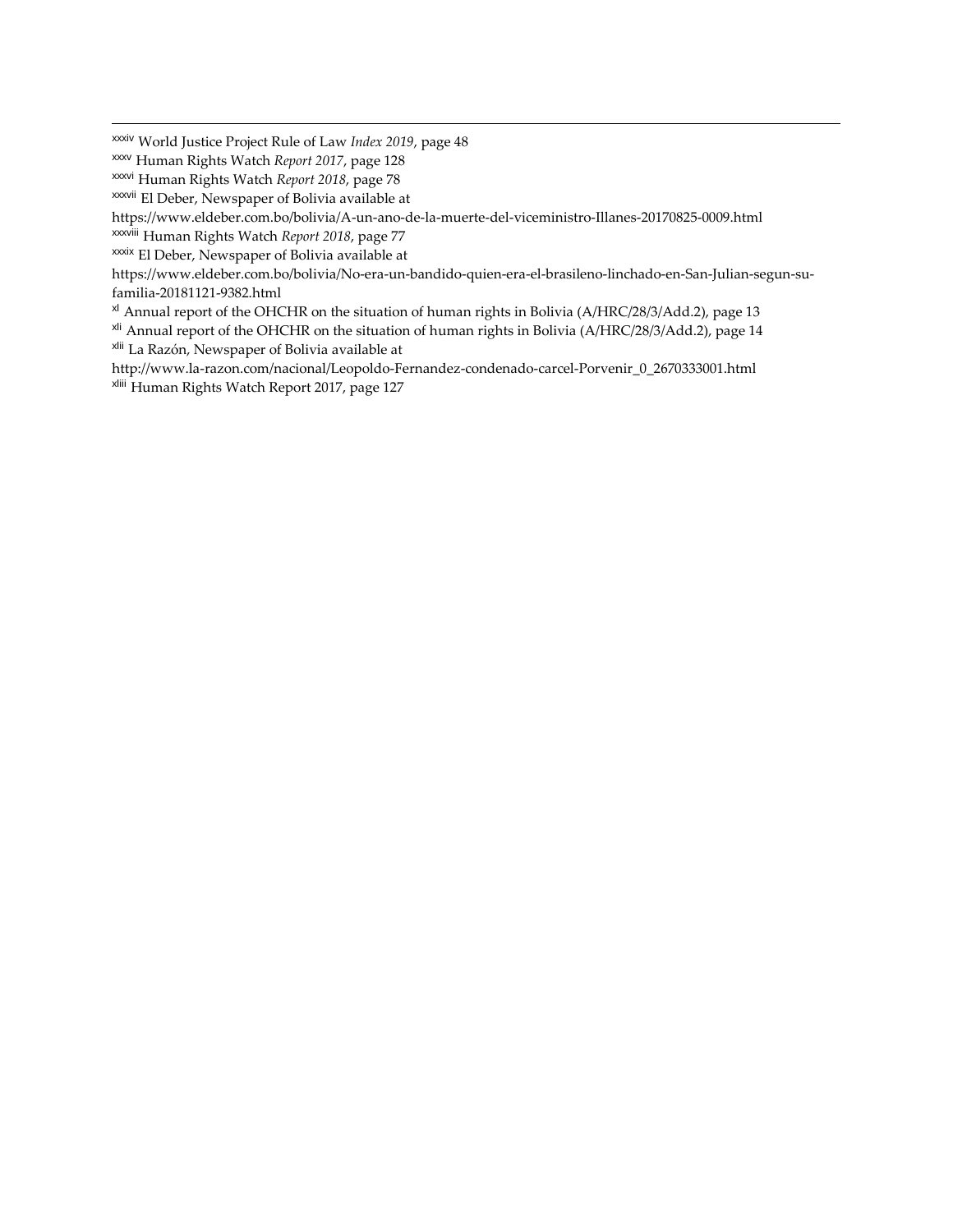---

[xxxiv] World Justice Project Rule of Law *Index 2019*, page 48

[xxxv] Human Rights Watch *Report 2017*, page 128

[xxxvi] Human Rights Watch *Report 2018*, page 78

[xxxvii] El Deber, Newspaper of Bolivia available at https://www.eldeber.com.bo/bolivia/A-un-ano-de-la-muerte-del-viceministro-Illanes-20170825-0009.html

[xxxviii] Human Rights Watch *Report 2018*, page 77

[xxxix] El Deber, Newspaper of Bolivia available at https://www.eldeber.com.bo/bolivia/No-era-un-bandido-quien-era-el-brasileno-linchado-en-San-Julian-segun-su-familia-20181121-9382.html

[xl] Annual report of the OHCHR on the situation of human rights in Bolivia (A/HRC/28/3/Add.2), page 13

[xli] Annual report of the OHCHR on the situation of human rights in Bolivia (A/HRC/28/3/Add.2), page 14

[xlii] La Razón, Newspaper of Bolivia available at http://www.la-razon.com/nacional/Leopoldo-Fernandez-condenado-carcel-Porvenir_0_2670333001.html

[xliii] Human Rights Watch Report 2017, page 127